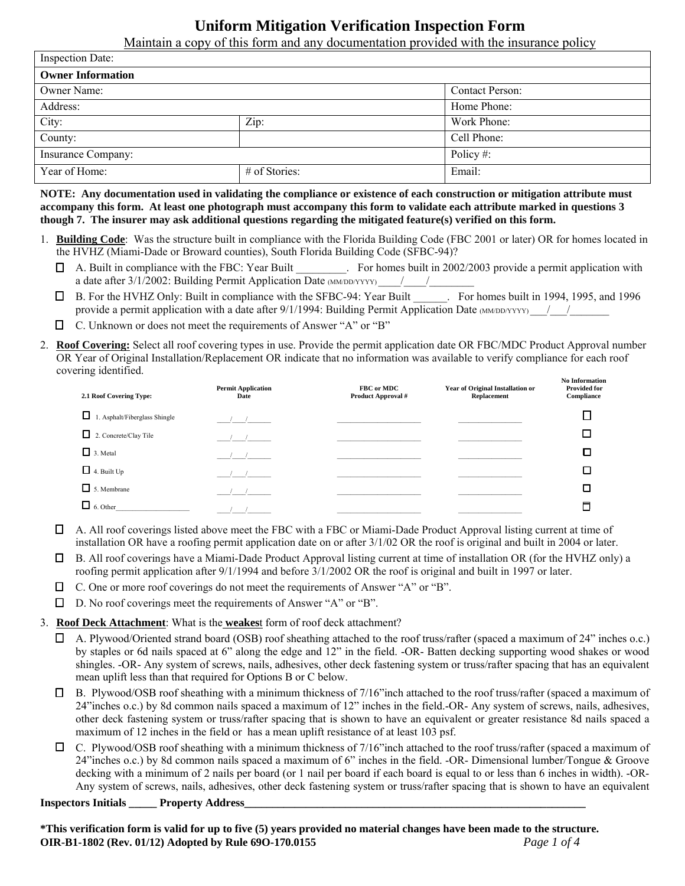# Uniform Mitigation Verification Inspection Form

Maintain a copy of this form and any documentation provided with the insurance policy

| Inspection Date: | | |
|---|---|---|
| **Owner Information** | | |
| Owner Name: | | Contact Person: |
| Address: | | Home Phone: |
| City: | Zip: | Work Phone: |
| County: | | Cell Phone: |
| Insurance Company: | | Policy #: |
| Year of Home: | # of Stories: | Email: |

**NOTE: Any documentation used in validating the compliance or existence of each construction or mitigation attribute must accompany this form. At least one photograph must accompany this form to validate each attribute marked in questions 3 though 7. The insurer may ask additional questions regarding the mitigated feature(s) verified on this form.**

1. **Building Code**: Was the structure built in compliance with the Florida Building Code (FBC 2001 or later) OR for homes located in the HVHZ (Miami-Dade or Broward counties), South Florida Building Code (SFBC-94)?

   ☐ A. Built in compliance with the FBC: Year Built _________. For homes built in 2002/2003 provide a permit application with a date after 3/1/2002: Building Permit Application Date (MM/DD/YYYY) ____/____/________

   ☐ B. For the HVHZ Only: Built in compliance with the SFBC-94: Year Built ______. For homes built in 1994, 1995, and 1996 provide a permit application with a date after 9/1/1994: Building Permit Application Date (MM/DD/YYYY) ___/___/_______

   ☐ C. Unknown or does not meet the requirements of Answer "A" or "B"

2. **Roof Covering:** Select all roof covering types in use. Provide the permit application date OR FBC/MDC Product Approval number OR Year of Original Installation/Replacement OR indicate that no information was available to verify compliance for each roof covering identified.

| 2.1 Roof Covering Type: | Permit Application Date | FBC or MDC Product Approval # | Year of Original Installation or Replacement | No Information Provided for Compliance |
|---|---|---|---|---|
| ☐ 1. Asphalt/Fiberglass Shingle | ___/___/______ | __________________ | ______________ | ☐ |
| ☐ 2. Concrete/Clay Tile | ___/___/______ | __________________ | ______________ | ☐ |
| ☐ 3. Metal | ___/___/______ | __________________ | ______________ | ☐ |
| ☐ 4. Built Up | ___/___/______ | __________________ | ______________ | ☐ |
| ☐ 5. Membrane | ___/___/______ | __________________ | ______________ | ☐ |
| ☐ 6. Other__________________ | ___/___/______ | __________________ | ______________ | ☐ |

   ☐ A. All roof coverings listed above meet the FBC with a FBC or Miami-Dade Product Approval listing current at time of installation OR have a roofing permit application date on or after 3/1/02 OR the roof is original and built in 2004 or later.

   ☐ B. All roof coverings have a Miami-Dade Product Approval listing current at time of installation OR (for the HVHZ only) a roofing permit application after 9/1/1994 and before 3/1/2002 OR the roof is original and built in 1997 or later.

   ☐ C. One or more roof coverings do not meet the requirements of Answer "A" or "B".

   ☐ D. No roof coverings meet the requirements of Answer "A" or "B".

3. **Roof Deck Attachment**: What is the **weakes**t form of roof deck attachment?

   ☐ A. Plywood/Oriented strand board (OSB) roof sheathing attached to the roof truss/rafter (spaced a maximum of 24" inches o.c.) by staples or 6d nails spaced at 6" along the edge and 12" in the field. -OR- Batten decking supporting wood shakes or wood shingles. -OR- Any system of screws, nails, adhesives, other deck fastening system or truss/rafter spacing that has an equivalent mean uplift less than that required for Options B or C below.

   ☐ B. Plywood/OSB roof sheathing with a minimum thickness of 7/16"inch attached to the roof truss/rafter (spaced a maximum of 24"inches o.c.) by 8d common nails spaced a maximum of 12" inches in the field.-OR- Any system of screws, nails, adhesives, other deck fastening system or truss/rafter spacing that is shown to have an equivalent or greater resistance 8d nails spaced a maximum of 12 inches in the field or has a mean uplift resistance of at least 103 psf.

   ☐ C. Plywood/OSB roof sheathing with a minimum thickness of 7/16"inch attached to the roof truss/rafter (spaced a maximum of 24"inches o.c.) by 8d common nails spaced a maximum of 6" inches in the field. -OR- Dimensional lumber/Tongue & Groove decking with a minimum of 2 nails per board (or 1 nail per board if each board is equal to or less than 6 inches in width). -OR- Any system of screws, nails, adhesives, other deck fastening system or truss/rafter spacing that is shown to have an equivalent

**Inspectors Initials _____ Property Address_______________________________________________________________**

***This verification form is valid for up to five (5) years provided no material changes have been made to the structure.**

**OIR-B1-1802 (Rev. 01/12) Adopted by Rule 69O-170.0155**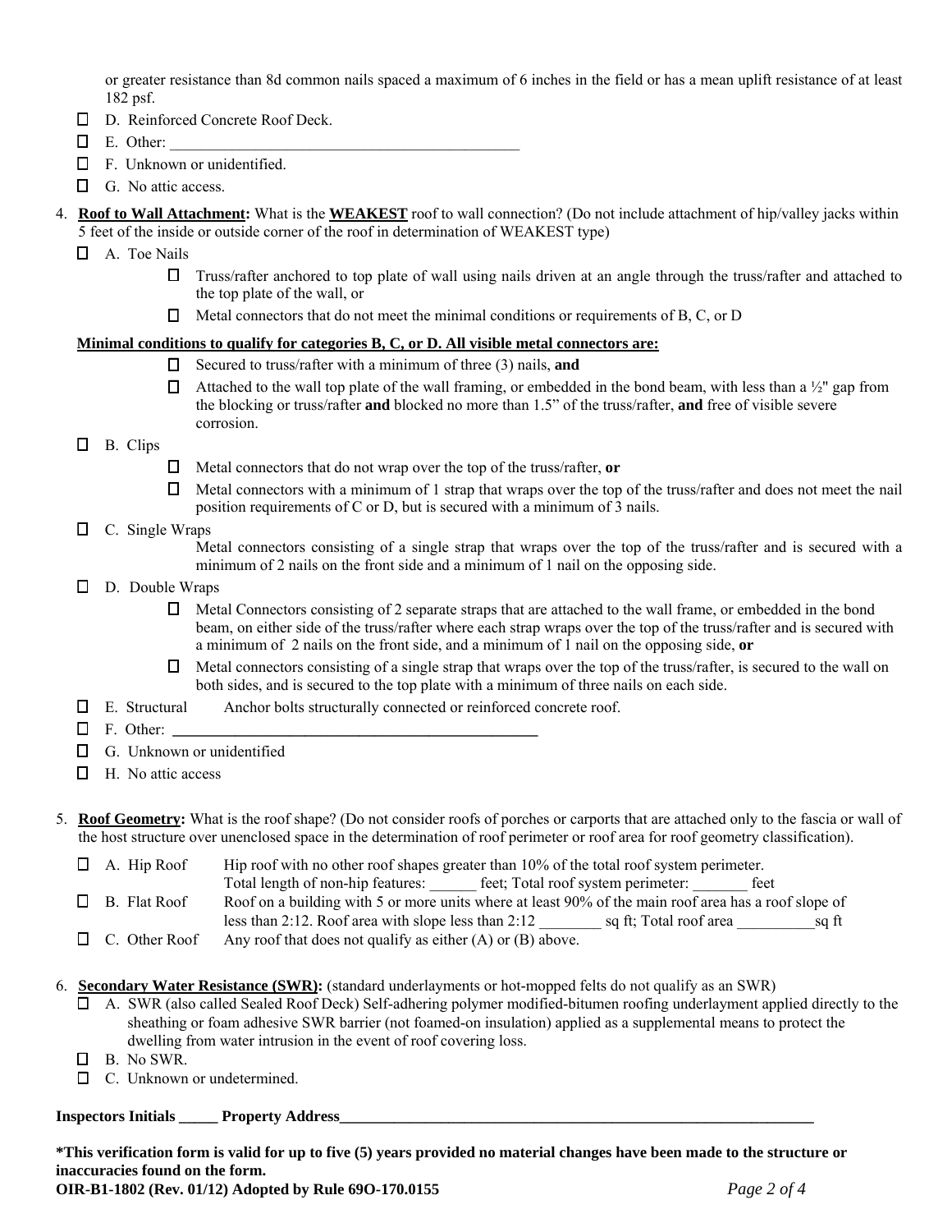or greater resistance than 8d common nails spaced a maximum of 6 inches in the field or has a mean uplift resistance of at least 182 psf.

- ☐ D. Reinforced Concrete Roof Deck.
- ☐ E. Other: ______________________________________________
- ☐ F. Unknown or unidentified.
- ☐ G. No attic access.

4. **Roof to Wall Attachment:** What is the **WEAKEST** roof to wall connection? (Do not include attachment of hip/valley jacks within 5 feet of the inside or outside corner of the roof in determination of WEAKEST type)

   - ☐ A. Toe Nails
     - ☐ Truss/rafter anchored to top plate of wall using nails driven at an angle through the truss/rafter and attached to the top plate of the wall, or
     - ☐ Metal connectors that do not meet the minimal conditions or requirements of B, C, or D

   **Minimal conditions to qualify for categories B, C, or D. All visible metal connectors are:**

     - ☐ Secured to truss/rafter with a minimum of three (3) nails, **and**
     - ☐ Attached to the wall top plate of the wall framing, or embedded in the bond beam, with less than a ½" gap from the blocking or truss/rafter **and** blocked no more than 1.5" of the truss/rafter, **and** free of visible severe corrosion.

   - ☐ B. Clips
     - ☐ Metal connectors that do not wrap over the top of the truss/rafter, **or**
     - ☐ Metal connectors with a minimum of 1 strap that wraps over the top of the truss/rafter and does not meet the nail position requirements of C or D, but is secured with a minimum of 3 nails.
   - ☐ C. Single Wraps
     Metal connectors consisting of a single strap that wraps over the top of the truss/rafter and is secured with a minimum of 2 nails on the front side and a minimum of 1 nail on the opposing side.
   - ☐ D. Double Wraps
     - ☐ Metal Connectors consisting of 2 separate straps that are attached to the wall frame, or embedded in the bond beam, on either side of the truss/rafter where each strap wraps over the top of the truss/rafter and is secured with a minimum of 2 nails on the front side, and a minimum of 1 nail on the opposing side, **or**
     - ☐ Metal connectors consisting of a single strap that wraps over the top of the truss/rafter, is secured to the wall on both sides, and is secured to the top plate with a minimum of three nails on each side.
   - ☐ E. Structural Anchor bolts structurally connected or reinforced concrete roof.
   - ☐ F. Other: ______________________________________________
   - ☐ G. Unknown or unidentified
   - ☐ H. No attic access

5. **Roof Geometry:** What is the roof shape? (Do not consider roofs of porches or carports that are attached only to the fascia or wall of the host structure over unenclosed space in the determination of roof perimeter or roof area for roof geometry classification).

   - ☐ A. Hip Roof Hip roof with no other roof shapes greater than 10% of the total roof system perimeter.
     Total length of non-hip features: ______ feet; Total roof system perimeter: _______ feet
   - ☐ B. Flat Roof Roof on a building with 5 or more units where at least 90% of the main roof area has a roof slope of less than 2:12. Roof area with slope less than 2:12 ________ sq ft; Total roof area __________sq ft
   - ☐ C. Other Roof Any roof that does not qualify as either (A) or (B) above.

6. **Secondary Water Resistance (SWR):** (standard underlayments or hot-mopped felts do not qualify as an SWR)

   - ☐ A. SWR (also called Sealed Roof Deck) Self-adhering polymer modified-bitumen roofing underlayment applied directly to the sheathing or foam adhesive SWR barrier (not foamed-on insulation) applied as a supplemental means to protect the dwelling from water intrusion in the event of roof covering loss.
   - ☐ B. No SWR.
   - ☐ C. Unknown or undetermined.

**Inspectors Initials _____ Property Address_________________________________________________________________**

**\*This verification form is valid for up to five (5) years provided no material changes have been made to the structure or inaccuracies found on the form.**

**OIR-B1-1802 (Rev. 01/12) Adopted by Rule 69O-170.0155**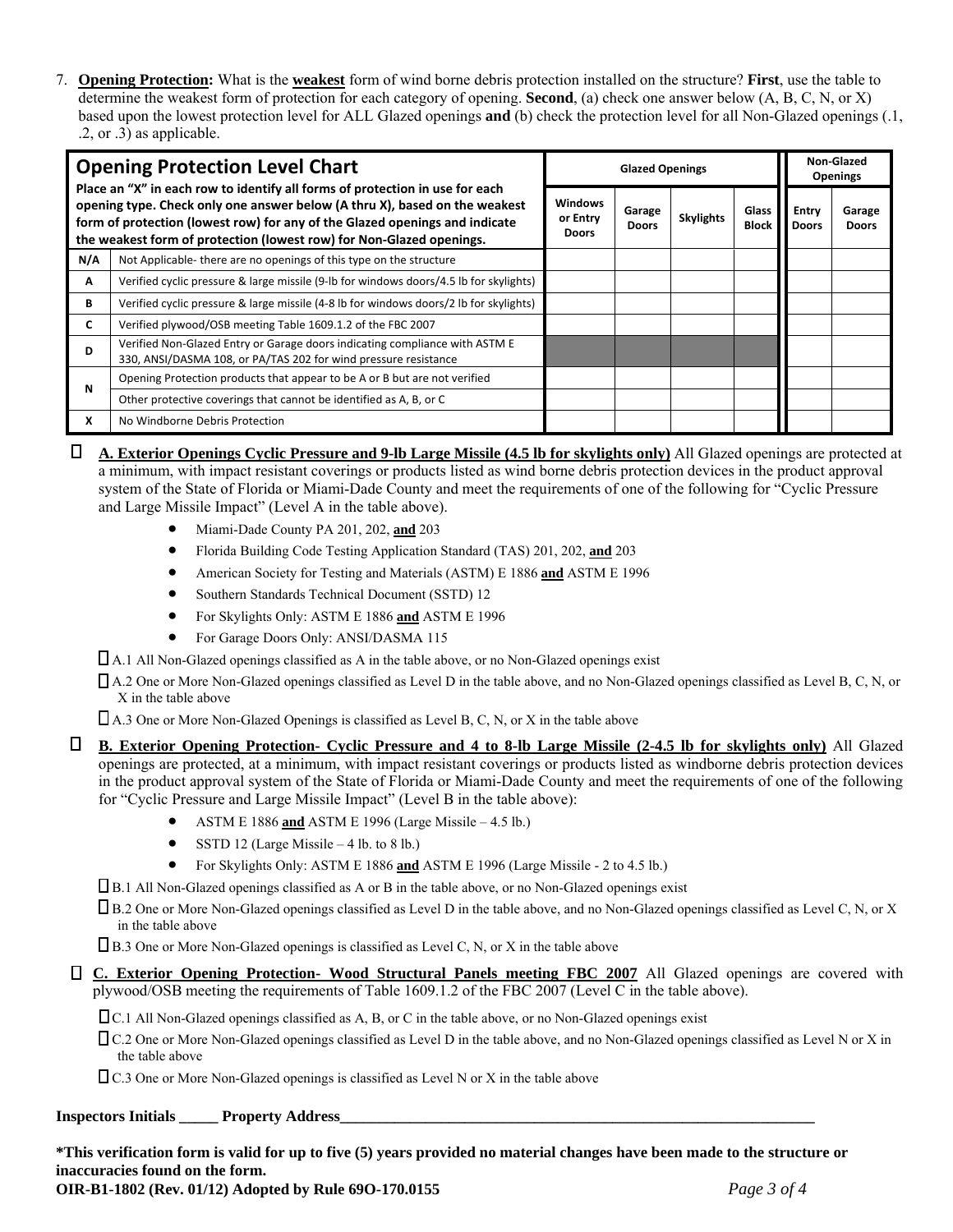7. **Opening Protection:** What is the **weakest** form of wind borne debris protection installed on the structure? **First**, use the table to determine the weakest form of protection for each category of opening. **Second**, (a) check one answer below (A, B, C, N, or X) based upon the lowest protection level for ALL Glazed openings **and** (b) check the protection level for all Non-Glazed openings (.1, .2, or .3) as applicable.

| **Opening Protection Level Chart**<br>**Place an "X" in each row to identify all forms of protection in use for each opening type. Check only one answer below (A thru X), based on the weakest form of protection (lowest row) for any of the Glazed openings and indicate the weakest form of protection (lowest row) for Non-Glazed openings.** | | **Glazed Openings** | | | | **Non-Glazed Openings** | |
|---|---|---|---|---|---|---|---|
| | | **Windows or Entry Doors** | **Garage Doors** | **Skylights** | **Glass Block** | **Entry Doors** | **Garage Doors** |
| **N/A** | Not Applicable- there are no openings of this type on the structure | | | | | | |
| **A** | Verified cyclic pressure & large missile (9-lb for windows doors/4.5 lb for skylights) | | | | | | |
| **B** | Verified cyclic pressure & large missile (4-8 lb for windows doors/2 lb for skylights) | | | | | | |
| **C** | Verified plywood/OSB meeting Table 1609.1.2 of the FBC 2007 | | | | | | |
| **D** | Verified Non-Glazed Entry or Garage doors indicating compliance with ASTM E 330, ANSI/DASMA 108, or PA/TAS 202 for wind pressure resistance | | | | | | |
| **N** | Opening Protection products that appear to be A or B but are not verified | | | | | | |
| | Other protective coverings that cannot be identified as A, B, or C | | | | | | |
| **X** | No Windborne Debris Protection | | | | | | |

☐ **A. Exterior Openings Cyclic Pressure and 9-lb Large Missile (4.5 lb for skylights only)** All Glazed openings are protected at a minimum, with impact resistant coverings or products listed as wind borne debris protection devices in the product approval system of the State of Florida or Miami-Dade County and meet the requirements of one of the following for "Cyclic Pressure and Large Missile Impact" (Level A in the table above).

- Miami-Dade County PA 201, 202, **and** 203
- Florida Building Code Testing Application Standard (TAS) 201, 202, **and** 203
- American Society for Testing and Materials (ASTM) E 1886 **and** ASTM E 1996
- Southern Standards Technical Document (SSTD) 12
- For Skylights Only: ASTM E 1886 **and** ASTM E 1996
- For Garage Doors Only: ANSI/DASMA 115

☐ A.1 All Non-Glazed openings classified as A in the table above, or no Non-Glazed openings exist

☐ A.2 One or More Non-Glazed openings classified as Level D in the table above, and no Non-Glazed openings classified as Level B, C, N, or X in the table above

☐ A.3 One or More Non-Glazed Openings is classified as Level B, C, N, or X in the table above

☐ **B. Exterior Opening Protection- Cyclic Pressure and 4 to 8-lb Large Missile (2-4.5 lb for skylights only)** All Glazed openings are protected, at a minimum, with impact resistant coverings or products listed as windborne debris protection devices in the product approval system of the State of Florida or Miami-Dade County and meet the requirements of one of the following for "Cyclic Pressure and Large Missile Impact" (Level B in the table above):

- ASTM E 1886 **and** ASTM E 1996 (Large Missile – 4.5 lb.)
- SSTD 12 (Large Missile – 4 lb. to 8 lb.)
- For Skylights Only: ASTM E 1886 **and** ASTM E 1996 (Large Missile - 2 to 4.5 lb.)

☐ B.1 All Non-Glazed openings classified as A or B in the table above, or no Non-Glazed openings exist

☐ B.2 One or More Non-Glazed openings classified as Level D in the table above, and no Non-Glazed openings classified as Level C, N, or X in the table above

☐ B.3 One or More Non-Glazed openings is classified as Level C, N, or X in the table above

☐ **C. Exterior Opening Protection- Wood Structural Panels meeting FBC 2007** All Glazed openings are covered with plywood/OSB meeting the requirements of Table 1609.1.2 of the FBC 2007 (Level C in the table above).

☐ C.1 All Non-Glazed openings classified as A, B, or C in the table above, or no Non-Glazed openings exist

☐ C.2 One or More Non-Glazed openings classified as Level D in the table above, and no Non-Glazed openings classified as Level N or X in the table above

☐ C.3 One or More Non-Glazed openings is classified as Level N or X in the table above

**Inspectors Initials _____ Property Address_______________________________________________________________**

***This verification form is valid for up to five (5) years provided no material changes have been made to the structure or inaccuracies found on the form.**

**OIR-B1-1802 (Rev. 01/12) Adopted by Rule 69O-170.0155**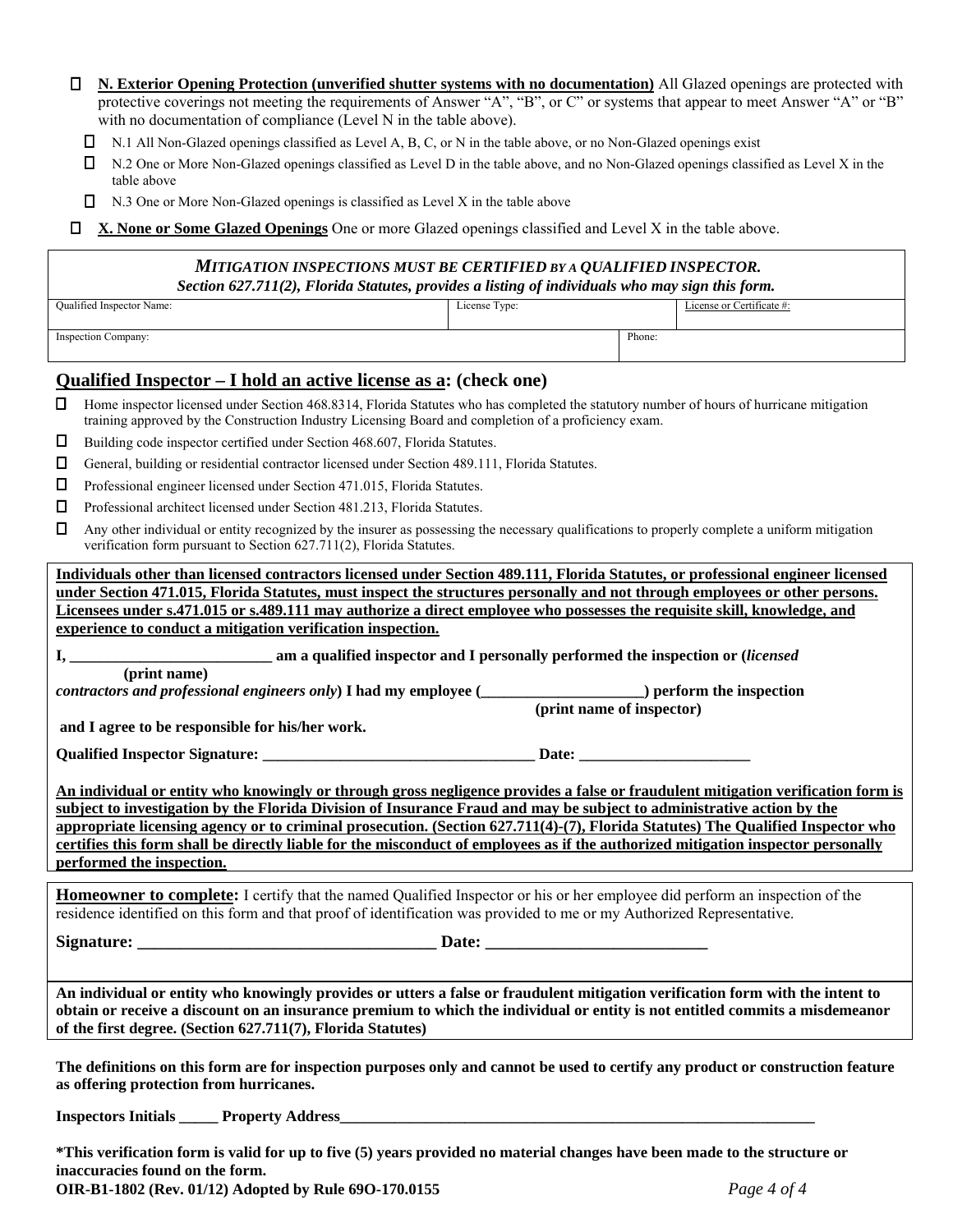- ☐ **N. Exterior Opening Protection (unverified shutter systems with no documentation)** All Glazed openings are protected with protective coverings not meeting the requirements of Answer "A", "B", or C" or systems that appear to meet Answer "A" or "B" with no documentation of compliance (Level N in the table above).
  - ☐ N.1 All Non-Glazed openings classified as Level A, B, C, or N in the table above, or no Non-Glazed openings exist
  - ☐ N.2 One or More Non-Glazed openings classified as Level D in the table above, and no Non-Glazed openings classified as Level X in the table above
  - ☐ N.3 One or More Non-Glazed openings is classified as Level X in the table above
- ☐ **X. None or Some Glazed Openings** One or more Glazed openings classified and Level X in the table above.

***MITIGATION INSPECTIONS MUST BE CERTIFIED BY A QUALIFIED INSPECTOR.***
***Section 627.711(2), Florida Statutes, provides a listing of individuals who may sign this form.***

| | | |
|---|---|---|
| Qualified Inspector Name: | License Type: | License or Certificate #: |
| Inspection Company: | | Phone: |

## Qualified Inspector – I hold an active license as a: (check one)

- ☐ Home inspector licensed under Section 468.8314, Florida Statutes who has completed the statutory number of hours of hurricane mitigation training approved by the Construction Industry Licensing Board and completion of a proficiency exam.
- ☐ Building code inspector certified under Section 468.607, Florida Statutes.
- ☐ General, building or residential contractor licensed under Section 489.111, Florida Statutes.
- ☐ Professional engineer licensed under Section 471.015, Florida Statutes.
- ☐ Professional architect licensed under Section 481.213, Florida Statutes.
- ☐ Any other individual or entity recognized by the insurer as possessing the necessary qualifications to properly complete a uniform mitigation verification form pursuant to Section 627.711(2), Florida Statutes.

**Individuals other than licensed contractors licensed under Section 489.111, Florida Statutes, or professional engineer licensed under Section 471.015, Florida Statutes, must inspect the structures personally and not through employees or other persons. Licensees under s.471.015 or s.489.111 may authorize a direct employee who possesses the requisite skill, knowledge, and experience to conduct a mitigation verification inspection.**

**I, __________________________ am a qualified inspector and I personally performed the inspection or (*licensed***
**(print name)**
***contractors and professional engineers only*) I had my employee (_____________________) perform the inspection**
**(print name of inspector)**
**and I agree to be responsible for his/her work.**

**Qualified Inspector Signature: ___________________________________ Date: ______________________**

**An individual or entity who knowingly or through gross negligence provides a false or fraudulent mitigation verification form is subject to investigation by the Florida Division of Insurance Fraud and may be subject to administrative action by the appropriate licensing agency or to criminal prosecution. (Section 627.711(4)-(7), Florida Statutes) The Qualified Inspector who certifies this form shall be directly liable for the misconduct of employees as if the authorized mitigation inspector personally performed the inspection.**

**Homeowner to complete:** I certify that the named Qualified Inspector or his or her employee did perform an inspection of the residence identified on this form and that proof of identification was provided to me or my Authorized Representative.

**Signature: ____________________________________ Date: ___________________________**

**An individual or entity who knowingly provides or utters a false or fraudulent mitigation verification form with the intent to obtain or receive a discount on an insurance premium to which the individual or entity is not entitled commits a misdemeanor of the first degree. (Section 627.711(7), Florida Statutes)**

**The definitions on this form are for inspection purposes only and cannot be used to certify any product or construction feature as offering protection from hurricanes.**

**Inspectors Initials _____ Property Address_______________________________________________________________**

**\*This verification form is valid for up to five (5) years provided no material changes have been made to the structure or inaccuracies found on the form.**

**OIR-B1-1802 (Rev. 01/12) Adopted by Rule 69O-170.0155**